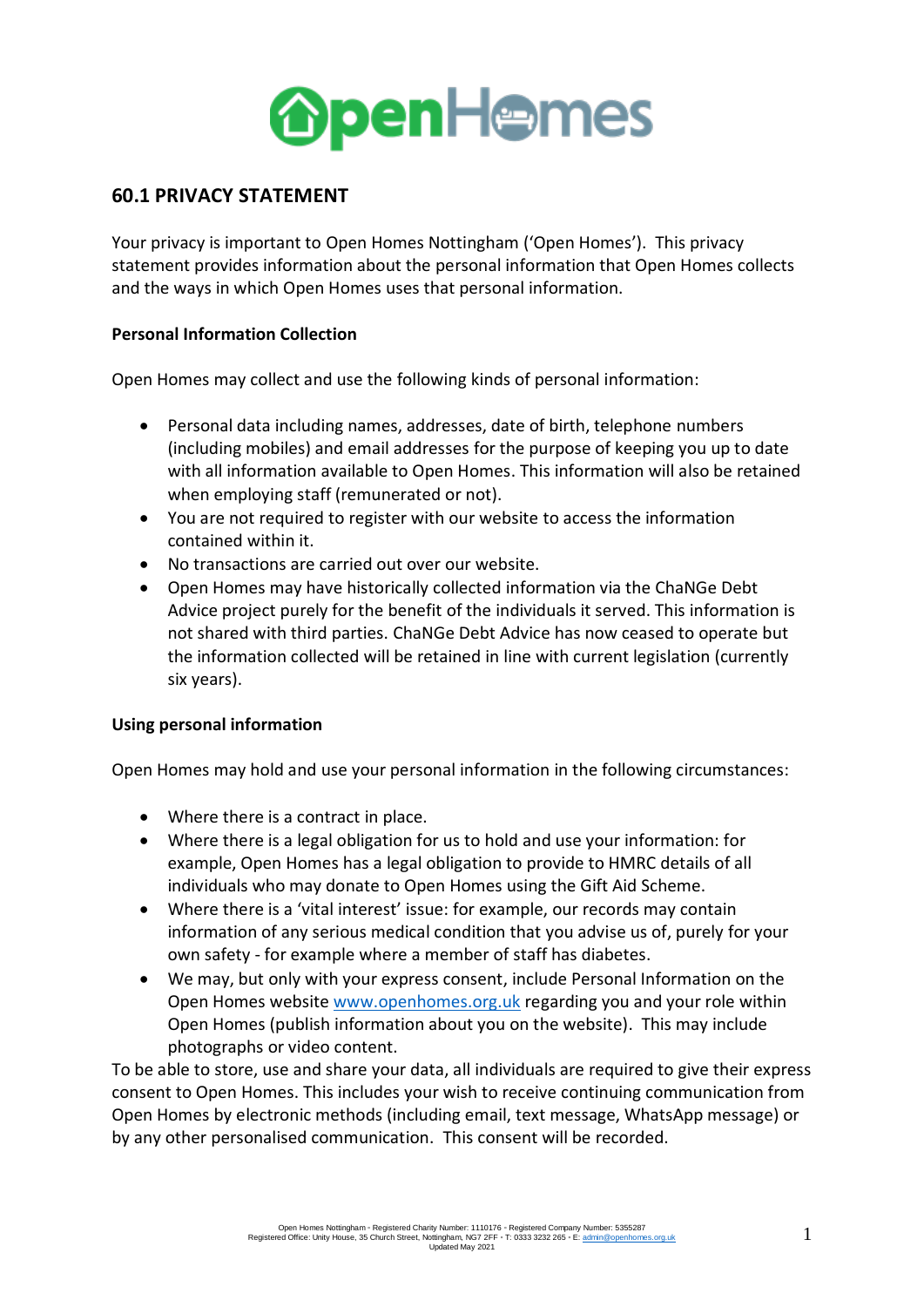## 60.1 PRIVACY STATEMENT

Your privacy is important to Open Homes Nottingham ('Open Homes'). This privacy statement provides information about the personal information that Open Homes collects and the ways in which Open Homes uses that personal information.

**Personal Information Collection**

Open Homes may collect and use the following kinds of personal information:

- Personal data including names, addresses, date of birth, telephone numbers (including mobiles) and email addresses for the purpose of keeping you up to date with all information available to Open Homes. This information will also be retained when employing staff (remunerated or not).
- You are not required to register with our website to access the information contained within it.
- No transactions are carried out over our website.
- Open Homes may have historically collected information via the ChaNGe Debt Advice project purely for the benefit of the individuals it served. This information is not shared with third parties. ChaNGe Debt Advice has now ceased to operate but the information collected will be retained in line with current legislation (currently six years).

**Using personal information**

Open Homes may hold and use your personal information in the following circumstances:

- Where there is a contract in place.
- Where there is a legal obligation for us to hold and use your information: for example, Open Homes has a legal obligation to provide to HMRC details of all individuals who may donate to Open Homes using the Gift Aid Scheme.
- Where there is a 'vital interest' issue: for example, our records may contain information of any serious medical condition that you advise us of, purely for your own safety - for example where a member of staff has diabetes.
- We may, but only with your express consent, include Personal Information on the Open Homes website www.openhomes.org.uk regarding you and your role within Open Homes (publish information about you on the website). This may include photographs or video content.

To be able to store, use and share your data, all individuals are required to give their express consent to Open Homes. This includes your wish to receive continuing communication from Open Homes by electronic methods (including email, text message, WhatsApp message) or by any other personalised communication. This consent will be recorded.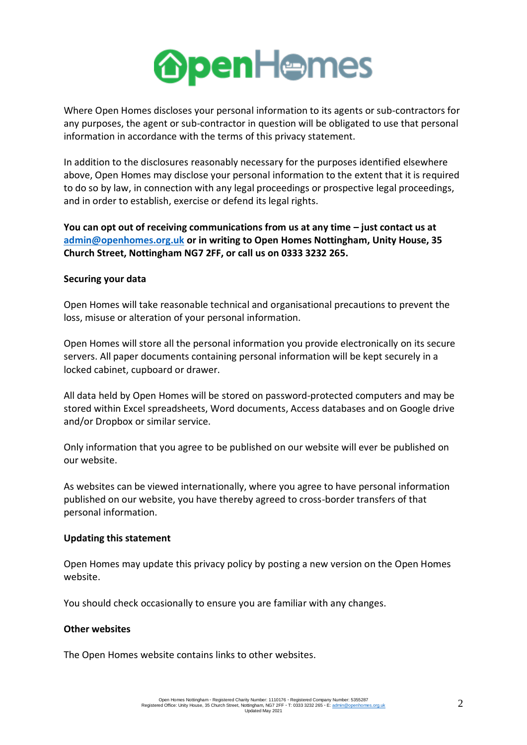Where Open Homes discloses your personal information to its agents or sub-contractors for any purposes, the agent or sub-contractor in question will be obligated to use that personal information in accordance with the terms of this privacy statement.

In addition to the disclosures reasonably necessary for the purposes identified elsewhere above, Open Homes may disclose your personal information to the extent that it is required to do so by law, in connection with any legal proceedings or prospective legal proceedings, and in order to establish, exercise or defend its legal rights.

**You can opt out of receiving communications from us at any time – just contact us at admin@openhomes.org.uk or in writing to Open Homes Nottingham, Unity House, 35 Church Street, Nottingham NG7 2FF, or call us on 0333 3232 265.**

**Securing your data**

Open Homes will take reasonable technical and organisational precautions to prevent the loss, misuse or alteration of your personal information.

Open Homes will store all the personal information you provide electronically on its secure servers. All paper documents containing personal information will be kept securely in a locked cabinet, cupboard or drawer.

All data held by Open Homes will be stored on password-protected computers and may be stored within Excel spreadsheets, Word documents, Access databases and on Google drive and/or Dropbox or similar service.

Only information that you agree to be published on our website will ever be published on our website.

As websites can be viewed internationally, where you agree to have personal information published on our website, you have thereby agreed to cross-border transfers of that personal information.

**Updating this statement**

Open Homes may update this privacy policy by posting a new version on the Open Homes website.

You should check occasionally to ensure you are familiar with any changes.

**Other websites**

The Open Homes website contains links to other websites.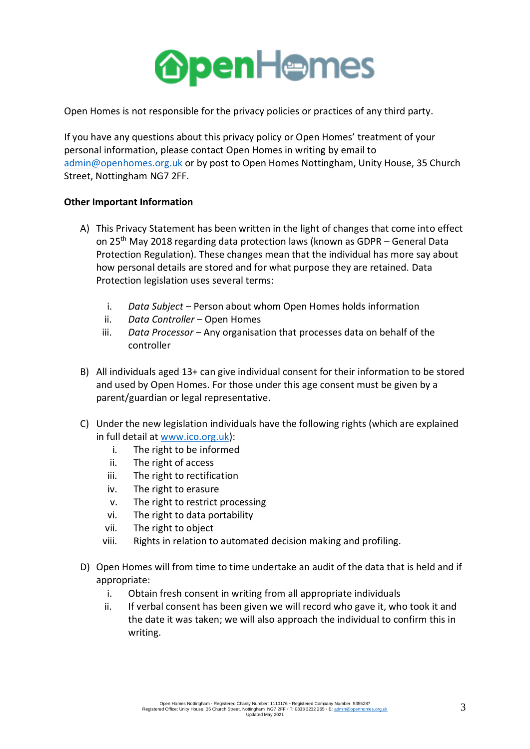Open Homes is not responsible for the privacy policies or practices of any third party.

If you have any questions about this privacy policy or Open Homes' treatment of your personal information, please contact Open Homes in writing by email to admin@openhomes.org.uk or by post to Open Homes Nottingham, Unity House, 35 Church Street, Nottingham NG7 2FF.

**Other Important Information**

A) This Privacy Statement has been written in the light of changes that come into effect on 25th May 2018 regarding data protection laws (known as GDPR – General Data Protection Regulation). These changes mean that the individual has more say about how personal details are stored and for what purpose they are retained. Data Protection legislation uses several terms:

   i. *Data Subject* – Person about whom Open Homes holds information
   ii. *Data Controller* – Open Homes
   iii. *Data Processor* – Any organisation that processes data on behalf of the controller

B) All individuals aged 13+ can give individual consent for their information to be stored and used by Open Homes. For those under this age consent must be given by a parent/guardian or legal representative.

C) Under the new legislation individuals have the following rights (which are explained in full detail at www.ico.org.uk):
   i. The right to be informed
   ii. The right of access
   iii. The right to rectification
   iv. The right to erasure
   v. The right to restrict processing
   vi. The right to data portability
   vii. The right to object
   viii. Rights in relation to automated decision making and profiling.

D) Open Homes will from time to time undertake an audit of the data that is held and if appropriate:
   i. Obtain fresh consent in writing from all appropriate individuals
   ii. If verbal consent has been given we will record who gave it, who took it and the date it was taken; we will also approach the individual to confirm this in writing.